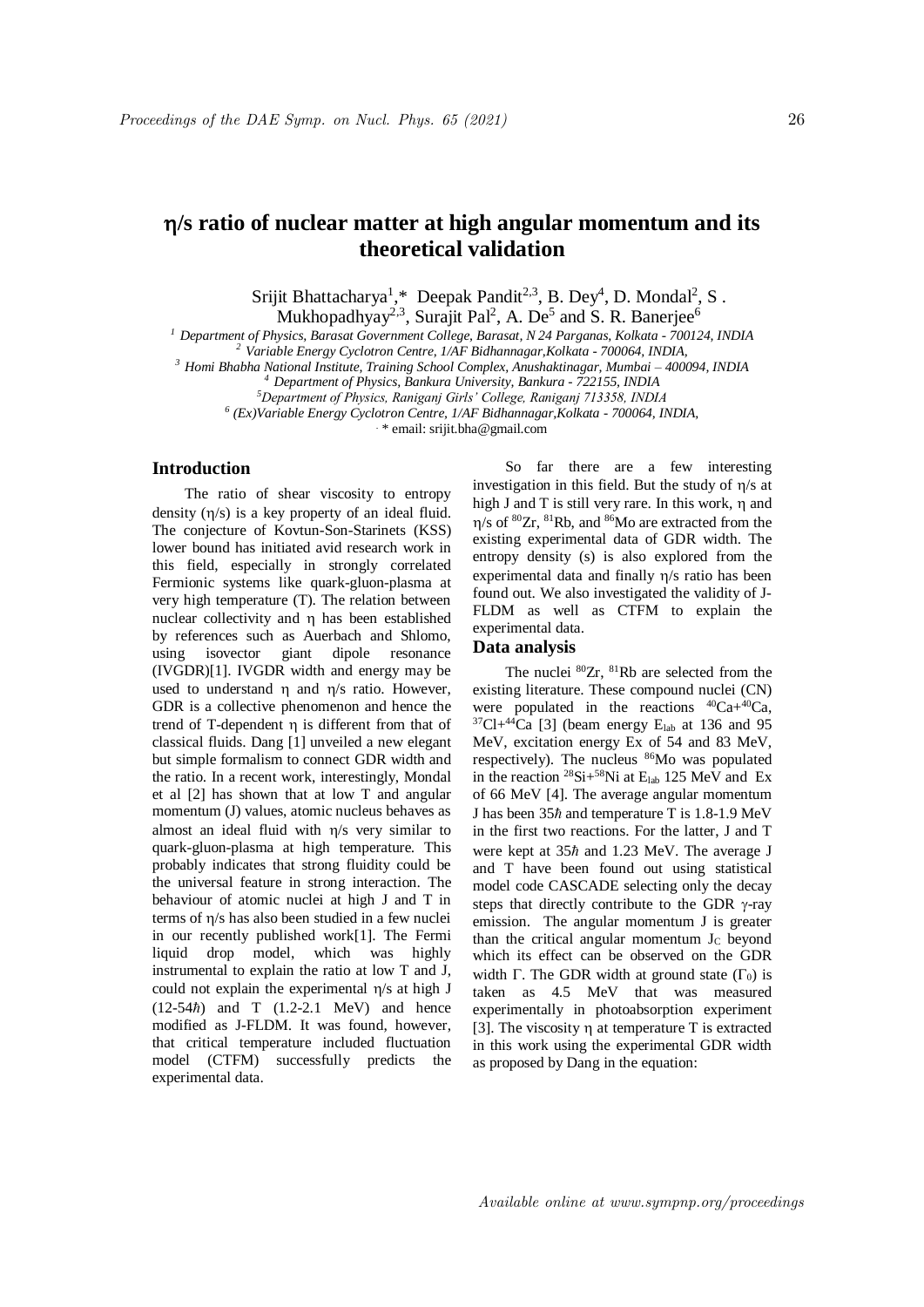# η/s ratio of nuclear matter at high angular momentum and its theoretical validation

Srijit Bhattacharya[1],* Deepak Pandit[2,3], B. Dey[4], D. Mondal[2], S . Mukhopadhyay[2,3], Surajit Pal[2], A. De[5] and S. R. Banerjee[6]

[1] Department of Physics, Barasat Government College, Barasat, N 24 Parganas, Kolkata - 700124, INDIA
[2] Variable Energy Cyclotron Centre, 1/AF Bidhannagar, Kolkata - 700064, INDIA,
[3] Homi Bhabha National Institute, Training School Complex, Anushaktinagar, Mumbai – 400094, INDIA
[4] Department of Physics, Bankura University, Bankura - 722155, INDIA
[5] Department of Physics, Raniganj Girls' College, Raniganj 713358, INDIA
[6] (Ex)Variable Energy Cyclotron Centre, 1/AF Bidhannagar, Kolkata - 700064, INDIA,
* email: srijit.bha@gmail.com

## Introduction

The ratio of shear viscosity to entropy density (η/s) is a key property of an ideal fluid. The conjecture of Kovtun-Son-Starinets (KSS) lower bound has initiated avid research work in this field, especially in strongly correlated Fermionic systems like quark-gluon-plasma at very high temperature (T). The relation between nuclear collectivity and η has been established by references such as Auerbach and Shlomo, using isovector giant dipole resonance (IVGDR)[1]. IVGDR width and energy may be used to understand η and η/s ratio. However, GDR is a collective phenomenon and hence the trend of T-dependent η is different from that of classical fluids. Dang [1] unveiled a new elegant but simple formalism to connect GDR width and the ratio. In a recent work, interestingly, Mondal et al [2] has shown that at low T and angular momentum (J) values, atomic nucleus behaves as almost an ideal fluid with η/s very similar to quark-gluon-plasma at high temperature. This probably indicates that strong fluidity could be the universal feature in strong interaction. The behaviour of atomic nuclei at high J and T in terms of η/s has also been studied in a few nuclei in our recently published work[1]. The Fermi liquid drop model, which was highly instrumental to explain the ratio at low T and J, could not explain the experimental η/s at high J (12-54ħ) and T (1.2-2.1 MeV) and hence modified as J-FLDM. It was found, however, that critical temperature included fluctuation model (CTFM) successfully predicts the experimental data.

So far there are a few interesting investigation in this field. But the study of η/s at high J and T is still very rare. In this work, η and η/s of $^{80}Zr$, $^{81}Rb$, and $^{86}Mo$ are extracted from the existing experimental data of GDR width. The entropy density (s) is also explored from the experimental data and finally η/s ratio has been found out. We also investigated the validity of J-FLDM as well as CTFM to explain the experimental data.

## Data analysis

The nuclei $^{80}Zr$, $^{81}Rb$ are selected from the existing literature. These compound nuclei (CN) were populated in the reactions $^{40}Ca$+$^{40}Ca$, $^{37}Cl$+$^{44}Ca$ [3] (beam energy $E_{lab}$ at 136 and 95 MeV, excitation energy Ex of 54 and 83 MeV, respectively). The nucleus $^{86}Mo$ was populated in the reaction $^{28}Si$+$^{58}Ni$ at $E_{lab}$ 125 MeV and Ex of 66 MeV [4]. The average angular momentum J has been 35ħ and temperature T is 1.8-1.9 MeV in the first two reactions. For the latter, J and T were kept at 35ħ and 1.23 MeV. The average J and T have been found out using statistical model code CASCADE selecting only the decay steps that directly contribute to the GDR γ-ray emission. The angular momentum J is greater than the critical angular momentum $J_C$ beyond which its effect can be observed on the GDR width Γ. The GDR width at ground state ($\Gamma_0$) is taken as 4.5 MeV that was measured experimentally in photoabsorption experiment [3]. The viscosity η at temperature T is extracted in this work using the experimental GDR width as proposed by Dang in the equation: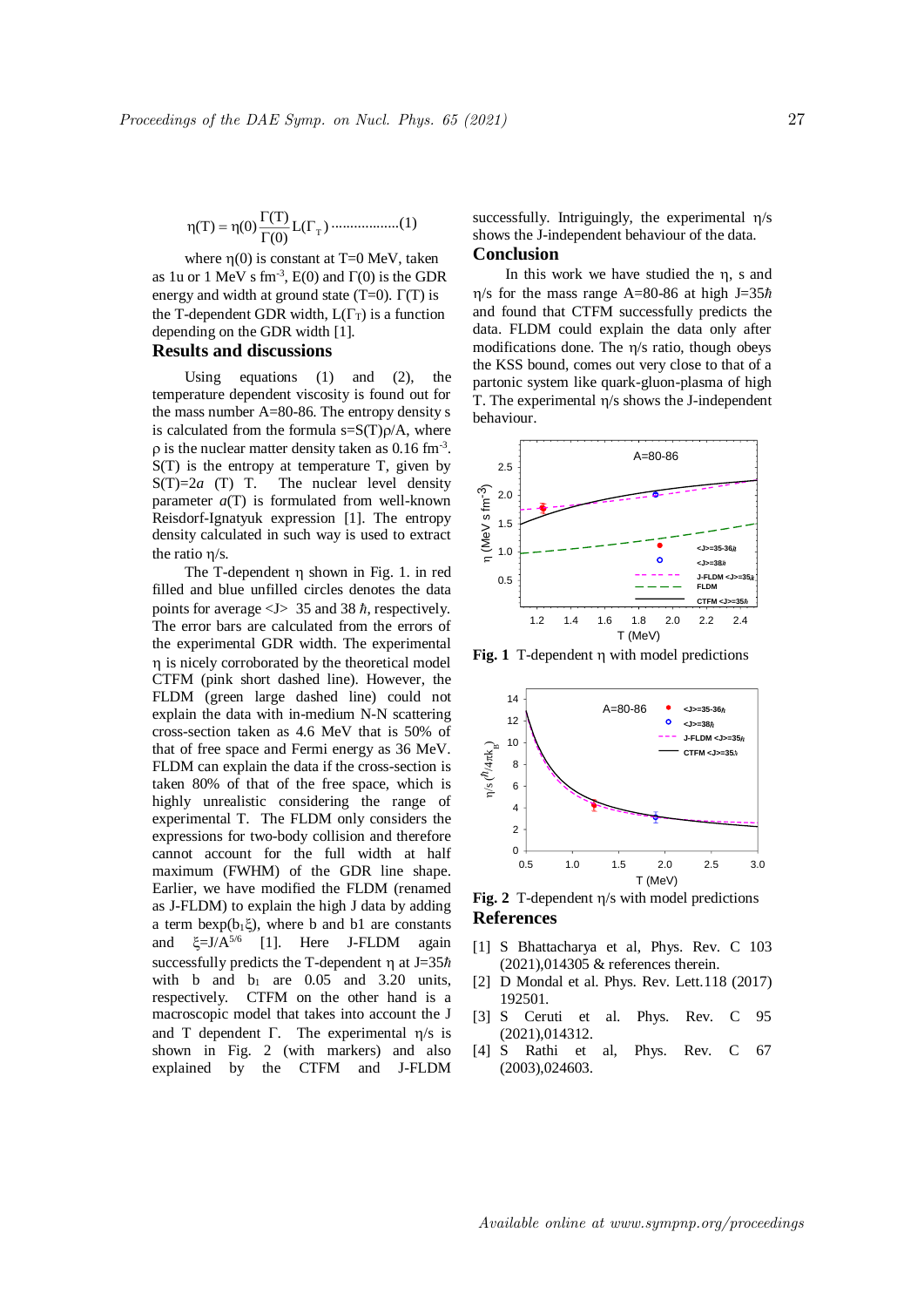$$\eta(T) = \eta(0)\frac{\Gamma(T)}{\Gamma(0)}L(\Gamma_T)\;.................(1)$$

where η(0) is constant at T=0 MeV, taken as 1u or 1 MeV s fm$^{-3}$, E(0) and Γ(0) is the GDR energy and width at ground state (T=0). Γ(T) is the T-dependent GDR width, $L(\Gamma_T)$ is a function depending on the GDR width [1].

## Results and discussions

Using equations (1) and (2), the temperature dependent viscosity is found out for the mass number A=80-86. The entropy density s is calculated from the formula s=S(T)ρ/A, where ρ is the nuclear matter density taken as 0.16 fm$^{-3}$. S(T) is the entropy at temperature T, given by S(T)=2*a* (T) T. The nuclear level density parameter *a*(T) is formulated from well-known Reisdorf-Ignatyuk expression [1]. The entropy density calculated in such way is used to extract the ratio η/s.

The T-dependent η shown in Fig. 1. in red filled and blue unfilled circles denotes the data points for average <J> 35 and 38 ℏ, respectively. The error bars are calculated from the errors of the experimental GDR width. The experimental η is nicely corroborated by the theoretical model CTFM (pink short dashed line). However, the FLDM (green large dashed line) could not explain the data with in-medium N-N scattering cross-section taken as 4.6 MeV that is 50% of that of free space and Fermi energy as 36 MeV. FLDM can explain the data if the cross-section is taken 80% of that of the free space, which is highly unrealistic considering the range of experimental T. The FLDM only considers the expressions for two-body collision and therefore cannot account for the full width at half maximum (FWHM) of the GDR line shape. Earlier, we have modified the FLDM (renamed as J-FLDM) to explain the high J data by adding a term $b\exp(b_1\xi)$, where b and b1 are constants and $\xi=J/A^{5/6}$ [1]. Here J-FLDM again successfully predicts the T-dependent η at J=35ℏ with b and $b_1$ are 0.05 and 3.20 units, respectively. CTFM on the other hand is a macroscopic model that takes into account the J and T dependent Γ. The experimental η/s is shown in Fig. 2 (with markers) and also explained by the CTFM and J-FLDM successfully. Intriguingly, the experimental η/s shows the J-independent behaviour of the data.

## Conclusion

In this work we have studied the η, s and η/s for the mass range A=80-86 at high J=35ℏ and found that CTFM successfully predicts the data. FLDM could explain the data only after modifications done. The η/s ratio, though obeys the KSS bound, comes out very close to that of a partonic system like quark-gluon-plasma of high T. The experimental η/s shows the J-independent behaviour.

A=80-86
η (MeV s fm$^{-3}$)
2.5
2.0
1.5
1.0
0.5
1.2 1.4 1.6 1.8 2.0 2.2 2.4
T (MeV)
<J>=35-36ℏ
<J>=38ℏ
J-FLDM <J>=35ℏ
FLDM
CTFM <J>=35ℏ

**Fig. 1** T-dependent η with model predictions

A=80-86
η/s (ℏ/4πk$_B$)
14
12
10
8
6
4
2
0
0.5 1.0 1.5 2.0 2.5 3.0
T (MeV)
<J>=35-36ℏ
<J>=38ℏ
J-FLDM <J>=35ℏ
CTFM <J>=35ℏ

**Fig. 2** T-dependent η/s with model predictions

## References

[1] S Bhattacharya et al, Phys. Rev. C 103 (2021),014305 & references therein.

[2] D Mondal et al. Phys. Rev. Lett.118 (2017) 192501.

[3] S Ceruti et al. Phys. Rev. C 95 (2021),014312.

[4] S Rathi et al, Phys. Rev. C 67 (2003),024603.